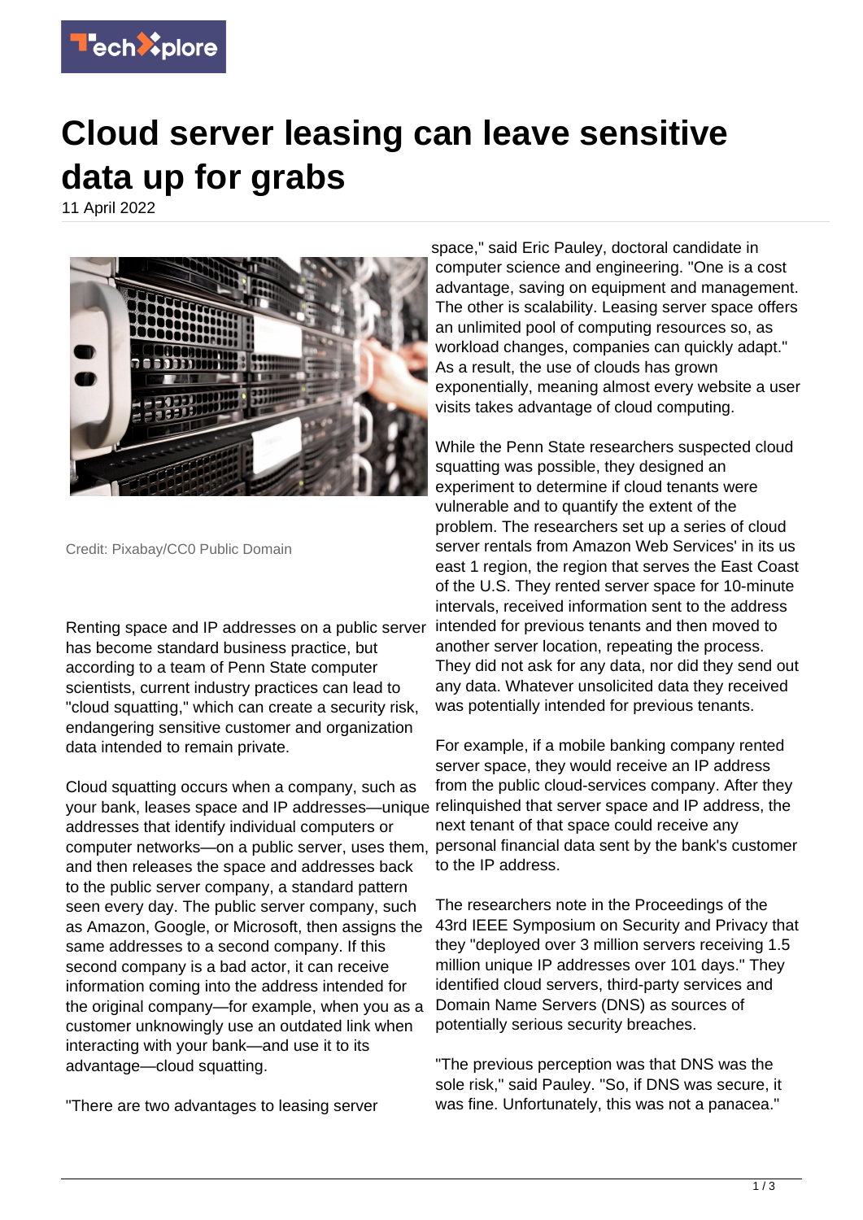# Cloud server leasing can leave sensitive data up for grabs

11 April 2022

Credit: Pixabay/CC0 Public Domain

Renting space and IP addresses on a public server has become standard business practice, but according to a team of Penn State computer scientists, current industry practices can lead to "cloud squatting," which can create a security risk, endangering sensitive customer and organization data intended to remain private.

Cloud squatting occurs when a company, such as your bank, leases space and IP addresses—unique addresses that identify individual computers or computer networks—on a public server, uses them, and then releases the space and addresses back to the public server company, a standard pattern seen every day. The public server company, such as Amazon, Google, or Microsoft, then assigns the same addresses to a second company. If this second company is a bad actor, it can receive information coming into the address intended for the original company—for example, when you as a customer unknowingly use an outdated link when interacting with your bank—and use it to its advantage—cloud squatting.

"There are two advantages to leasing server space," said Eric Pauley, doctoral candidate in computer science and engineering. "One is a cost advantage, saving on equipment and management. The other is scalability. Leasing server space offers an unlimited pool of computing resources so, as workload changes, companies can quickly adapt." As a result, the use of clouds has grown exponentially, meaning almost every website a user visits takes advantage of cloud computing.

While the Penn State researchers suspected cloud squatting was possible, they designed an experiment to determine if cloud tenants were vulnerable and to quantify the extent of the problem. The researchers set up a series of cloud server rentals from Amazon Web Services' in its us east 1 region, the region that serves the East Coast of the U.S. They rented server space for 10-minute intervals, received information sent to the address intended for previous tenants and then moved to another server location, repeating the process. They did not ask for any data, nor did they send out any data. Whatever unsolicited data they received was potentially intended for previous tenants.

For example, if a mobile banking company rented server space, they would receive an IP address from the public cloud-services company. After they relinquished that server space and IP address, the next tenant of that space could receive any personal financial data sent by the bank's customer to the IP address.

The researchers note in the Proceedings of the 43rd IEEE Symposium on Security and Privacy that they "deployed over 3 million servers receiving 1.5 million unique IP addresses over 101 days." They identified cloud servers, third-party services and Domain Name Servers (DNS) as sources of potentially serious security breaches.

"The previous perception was that DNS was the sole risk," said Pauley. "So, if DNS was secure, it was fine. Unfortunately, this was not a panacea."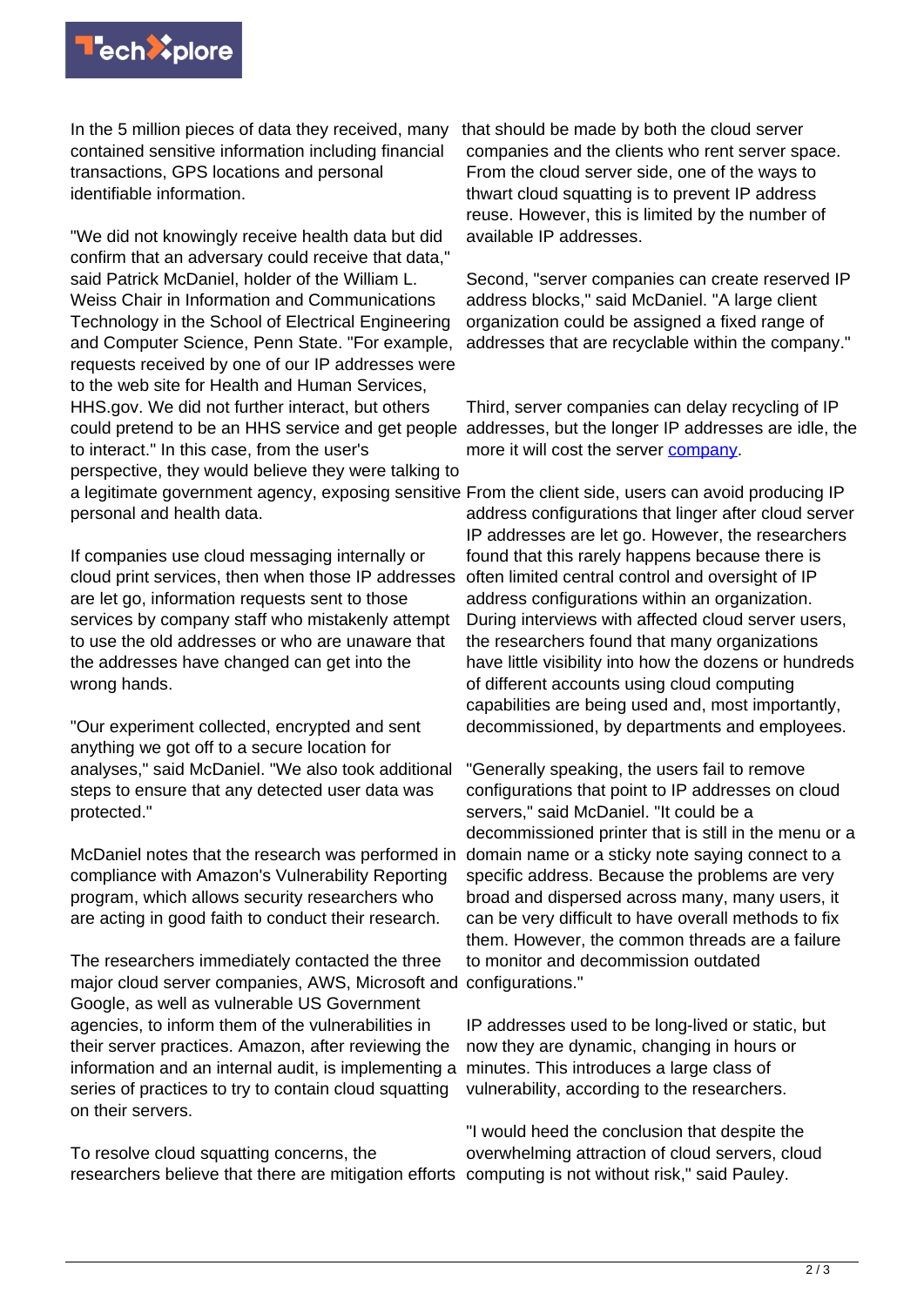In the 5 million pieces of data they received, many contained sensitive information including financial transactions, GPS locations and personal identifiable information.

"We did not knowingly receive health data but did confirm that an adversary could receive that data," said Patrick McDaniel, holder of the William L. Weiss Chair in Information and Communications Technology in the School of Electrical Engineering and Computer Science, Penn State. "For example, requests received by one of our IP addresses were to the web site for Health and Human Services, HHS.gov. We did not further interact, but others could pretend to be an HHS service and get people to interact." In this case, from the user's perspective, they would believe they were talking to a legitimate government agency, exposing sensitive personal and health data.

If companies use cloud messaging internally or cloud print services, then when those IP addresses are let go, information requests sent to those services by company staff who mistakenly attempt to use the old addresses or who are unaware that the addresses have changed can get into the wrong hands.

"Our experiment collected, encrypted and sent anything we got off to a secure location for analyses," said McDaniel. "We also took additional steps to ensure that any detected user data was protected."

McDaniel notes that the research was performed in compliance with Amazon's Vulnerability Reporting program, which allows security researchers who are acting in good faith to conduct their research.

The researchers immediately contacted the three major cloud server companies, AWS, Microsoft and Google, as well as vulnerable US Government agencies, to inform them of the vulnerabilities in their server practices. Amazon, after reviewing the information and an internal audit, is implementing a series of practices to try to contain cloud squatting on their servers.

To resolve cloud squatting concerns, the researchers believe that there are mitigation efforts that should be made by both the cloud server companies and the clients who rent server space. From the cloud server side, one of the ways to thwart cloud squatting is to prevent IP address reuse. However, this is limited by the number of available IP addresses.

Second, "server companies can create reserved IP address blocks," said McDaniel. "A large client organization could be assigned a fixed range of addresses that are recyclable within the company."

Third, server companies can delay recycling of IP addresses, but the longer IP addresses are idle, the more it will cost the server company.

From the client side, users can avoid producing IP address configurations that linger after cloud server IP addresses are let go. However, the researchers found that this rarely happens because there is often limited central control and oversight of IP address configurations within an organization. During interviews with affected cloud server users, the researchers found that many organizations have little visibility into how the dozens or hundreds of different accounts using cloud computing capabilities are being used and, most importantly, decommissioned, by departments and employees.

"Generally speaking, the users fail to remove configurations that point to IP addresses on cloud servers," said McDaniel. "It could be a decommissioned printer that is still in the menu or a domain name or a sticky note saying connect to a specific address. Because the problems are very broad and dispersed across many, many users, it can be very difficult to have overall methods to fix them. However, the common threads are a failure to monitor and decommission outdated configurations."

IP addresses used to be long-lived or static, but now they are dynamic, changing in hours or minutes. This introduces a large class of vulnerability, according to the researchers.

"I would heed the conclusion that despite the overwhelming attraction of cloud servers, cloud computing is not without risk," said Pauley.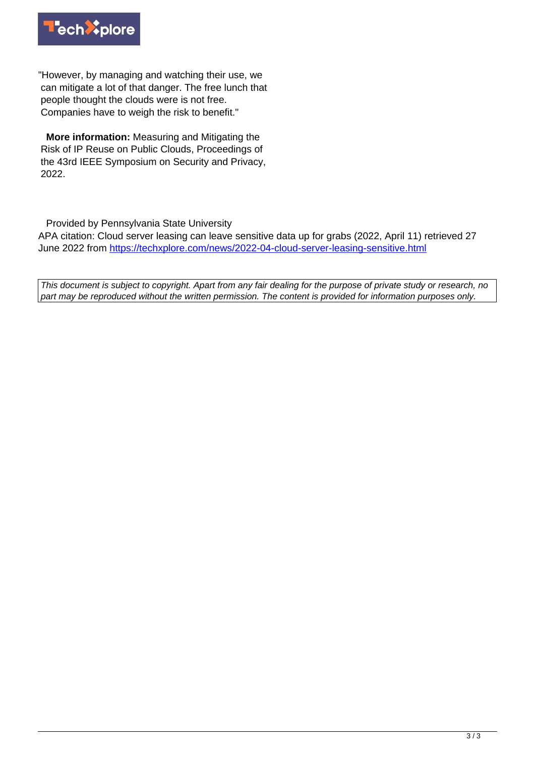"However, by managing and watching their use, we can mitigate a lot of that danger. The free lunch that people thought the clouds were is not free. Companies have to weigh the risk to benefit."

**More information:** Measuring and Mitigating the Risk of IP Reuse on Public Clouds, Proceedings of the 43rd IEEE Symposium on Security and Privacy, 2022.

Provided by Pennsylvania State University

APA citation: Cloud server leasing can leave sensitive data up for grabs (2022, April 11) retrieved 27 June 2022 from https://techxplore.com/news/2022-04-cloud-server-leasing-sensitive.html

*This document is subject to copyright. Apart from any fair dealing for the purpose of private study or research, no part may be reproduced without the written permission. The content is provided for information purposes only.*